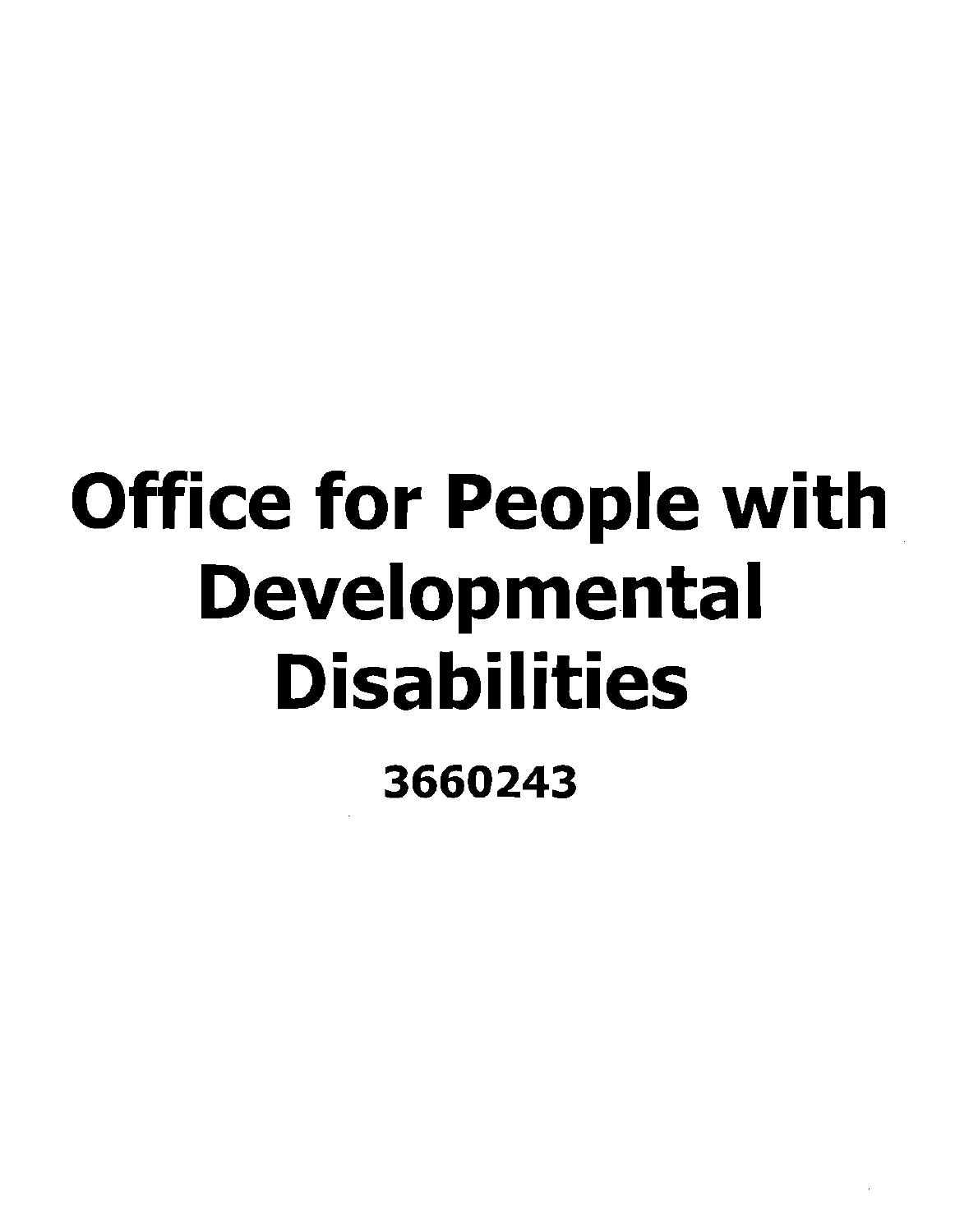# Office for People with Developmental Disabilities

**3660243**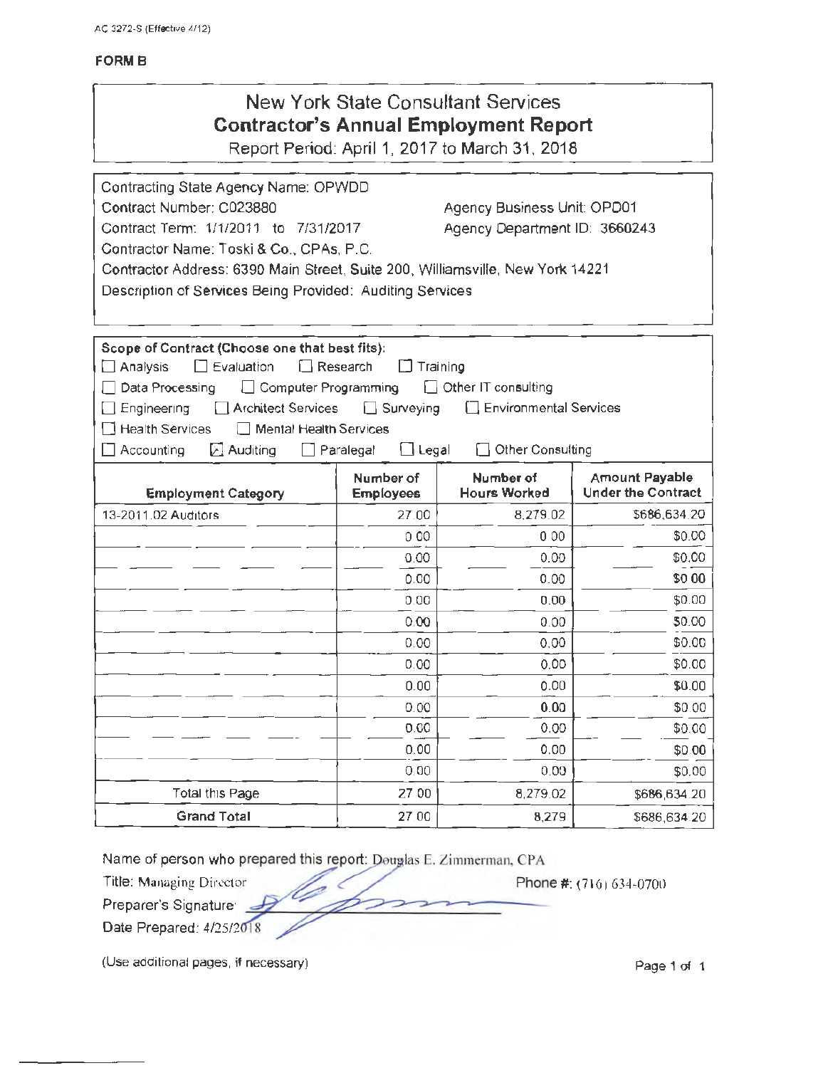AC 3272-S (Effective 4/12)

**FORM B**

# New York State Consultant Services
## Contractor's Annual Employment Report

Report Period: April 1, 2017 to March 31, 2018

Contracting State Agency Name: OPWDD

Contract Number: C023880 — Agency Business Unit: OPD01

Contract Term: 1/1/2011 to 7/31/2017 — Agency Department ID: 3660243

Contractor Name: Toski & Co., CPAs, P.C.

Contractor Address: 6390 Main Street, Suite 200, Williamsville, New York 14221

Description of Services Being Provided: Auditing Services

**Scope of Contract (Choose one that best fits):**

☐ Analysis ☐ Evaluation ☐ Research ☐ Training
☐ Data Processing ☐ Computer Programming ☐ Other IT consulting
☐ Engineering ☐ Architect Services ☐ Surveying ☐ Environmental Services
☐ Health Services ☐ Mental Health Services
☐ Accounting ☑ Auditing ☐ Paralegal ☐ Legal ☐ Other Consulting

| Employment Category | Number of Employees | Number of Hours Worked | Amount Payable Under the Contract |
|---|---|---|---|
| 13-2011.02 Auditors | 27.00 | 8,279.02 | $686,634.20 |
| | 0.00 | 0.00 | $0.00 |
| | 0.00 | 0.00 | $0.00 |
| | 0.00 | 0.00 | $0.00 |
| | 0.00 | 0.00 | $0.00 |
| | 0.00 | 0.00 | $0.00 |
| | 0.00 | 0.00 | $0.00 |
| | 0.00 | 0.00 | $0.00 |
| | 0.00 | 0.00 | $0.00 |
| | 0.00 | 0.00 | $0.00 |
| | 0.00 | 0.00 | $0.00 |
| | 0.00 | 0.00 | $0.00 |
| | 0.00 | 0.00 | $0.00 |
| Total this Page | 27.00 | 8,279.02 | $686,634.20 |
| **Grand Total** | 27.00 | 8,279 | $686,634.20 |

Name of person who prepared this report: Douglas E. Zimmerman, CPA

Title: Managing Director — Phone #: (716) 634-0700

Preparer's Signature: [signature]

Date Prepared: 4/25/2018

(Use additional pages, if necessary)

Page 1 of 1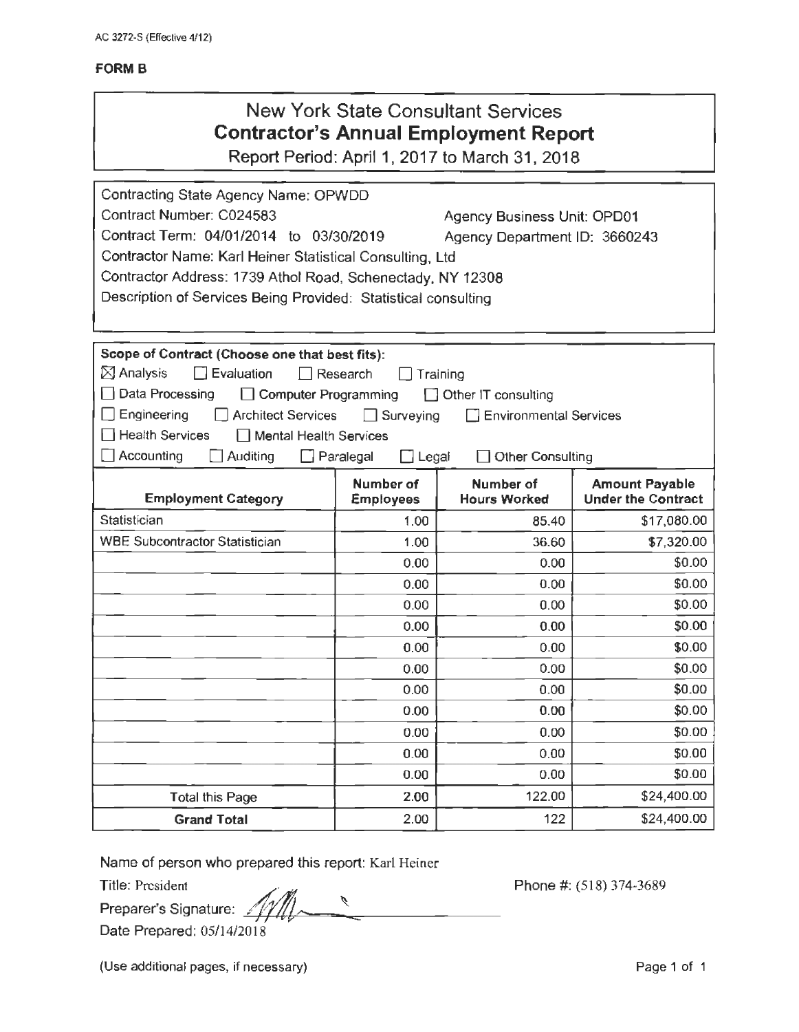AC 3272-S (Effective 4/12)

**FORM B**

# New York State Consultant Services
## Contractor's Annual Employment Report
Report Period: April 1, 2017 to March 31, 2018

Contracting State Agency Name: OPWDD
Contract Number: C024583 Agency Business Unit: OPD01
Contract Term: 04/01/2014 to 03/30/2019 Agency Department ID: 3660243
Contractor Name: Karl Heiner Statistical Consulting, Ltd
Contractor Address: 1739 Athol Road, Schenectady, NY 12308
Description of Services Being Provided: Statistical consulting

**Scope of Contract (Choose one that best fits):**

☒ Analysis ☐ Evaluation ☐ Research ☐ Training
☐ Data Processing ☐ Computer Programming ☐ Other IT consulting
☐ Engineering ☐ Architect Services ☐ Surveying ☐ Environmental Services
☐ Health Services ☐ Mental Health Services
☐ Accounting ☐ Auditing ☐ Paralegal ☐ Legal ☐ Other Consulting

| Employment Category | Number of Employees | Number of Hours Worked | Amount Payable Under the Contract |
|---|---|---|---|
| Statistician | 1.00 | 85.40 | $17,080.00 |
| WBE Subcontractor Statistician | 1.00 | 36.60 | $7,320.00 |
| | 0.00 | 0.00 | $0.00 |
| | 0.00 | 0.00 | $0.00 |
| | 0.00 | 0.00 | $0.00 |
| | 0.00 | 0.00 | $0.00 |
| | 0.00 | 0.00 | $0.00 |
| | 0.00 | 0.00 | $0.00 |
| | 0.00 | 0.00 | $0.00 |
| | 0.00 | 0.00 | $0.00 |
| | 0.00 | 0.00 | $0.00 |
| | 0.00 | 0.00 | $0.00 |
| | 0.00 | 0.00 | $0.00 |
| Total this Page | 2.00 | 122.00 | $24,400.00 |
| **Grand Total** | 2.00 | 122 | $24,400.00 |

Name of person who prepared this report: Karl Heiner
Title: President Phone #: (518) 374-3689
Preparer's Signature:
Date Prepared: 05/14/2018

(Use additional pages, if necessary)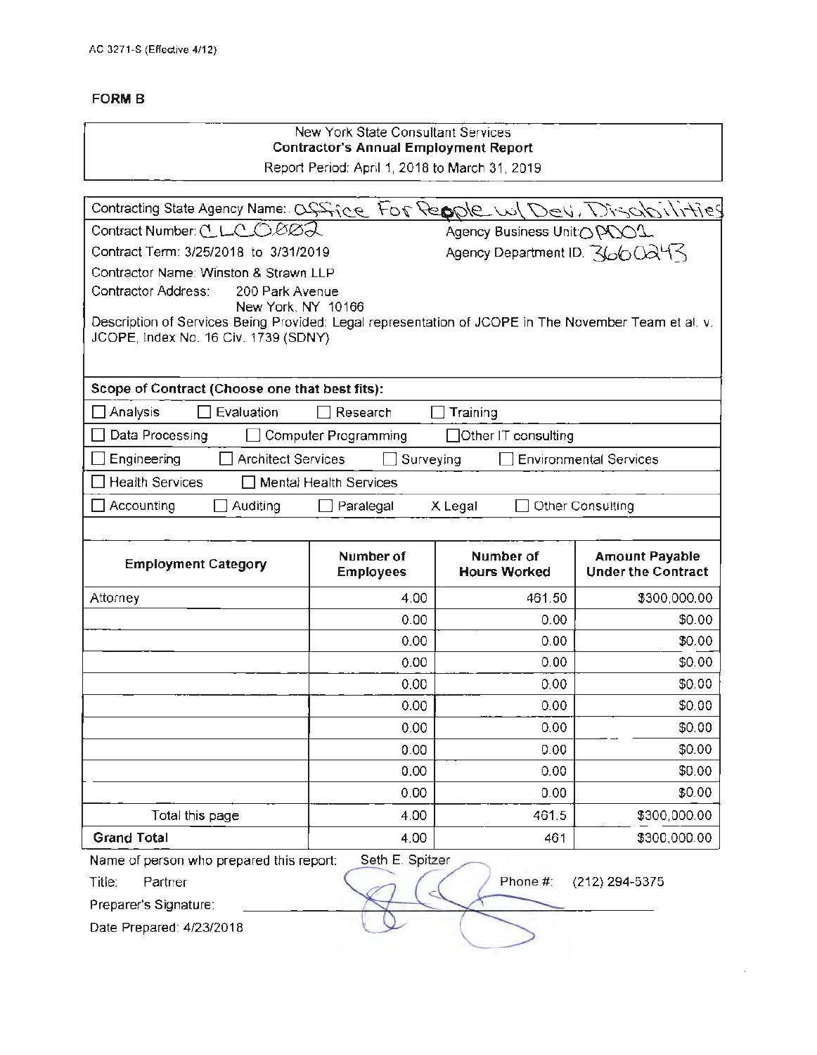AC 3271-S (Effective 4/12)

**FORM B**

New York State Consultant Services
**Contractor's Annual Employment Report**
Report Period: April 1, 2018 to March 31, 2019

Contracting State Agency Name: Office For People w/ Dev. Disabilities

Contract Number: CLC0002 | Agency Business Unit: OPD01

Contract Term: 3/25/2018 to 3/31/2019 | Agency Department ID: 3660243

Contractor Name: Winston & Strawn LLP

Contractor Address: 200 Park Avenue
New York, NY 10166

Description of Services Being Provided: Legal representation of JCOPE in The November Team et al. v. JCOPE, Index No. 16 Civ. 1739 (SDNY)

**Scope of Contract (Choose one that best fits):**

☐ Analysis ☐ Evaluation ☐ Research ☐ Training

☐ Data Processing ☐ Computer Programming ☐ Other IT consulting

☐ Engineering ☐ Architect Services ☐ Surveying ☐ Environmental Services

☐ Health Services ☐ Mental Health Services

☐ Accounting ☐ Auditing ☐ Paralegal X Legal ☐ Other Consulting

| Employment Category | Number of Employees | Number of Hours Worked | Amount Payable Under the Contract |
|---|---|---|---|
| Attorney | 4.00 | 461.50 | $300,000.00 |
| | 0.00 | 0.00 | $0.00 |
| | 0.00 | 0.00 | $0.00 |
| | 0.00 | 0.00 | $0.00 |
| | 0.00 | 0.00 | $0.00 |
| | 0.00 | 0.00 | $0.00 |
| | 0.00 | 0.00 | $0.00 |
| | 0.00 | 0.00 | $0.00 |
| | 0.00 | 0.00 | $0.00 |
| | 0.00 | 0.00 | $0.00 |
| Total this page | 4.00 | 461.5 | $300,000.00 |
| **Grand Total** | 4.00 | 461 | $300,000.00 |

Name of person who prepared this report: Seth E. Spitzer

Title: Partner Phone #: (212) 294-5375

Preparer's Signature: [signature]

Date Prepared: 4/23/2018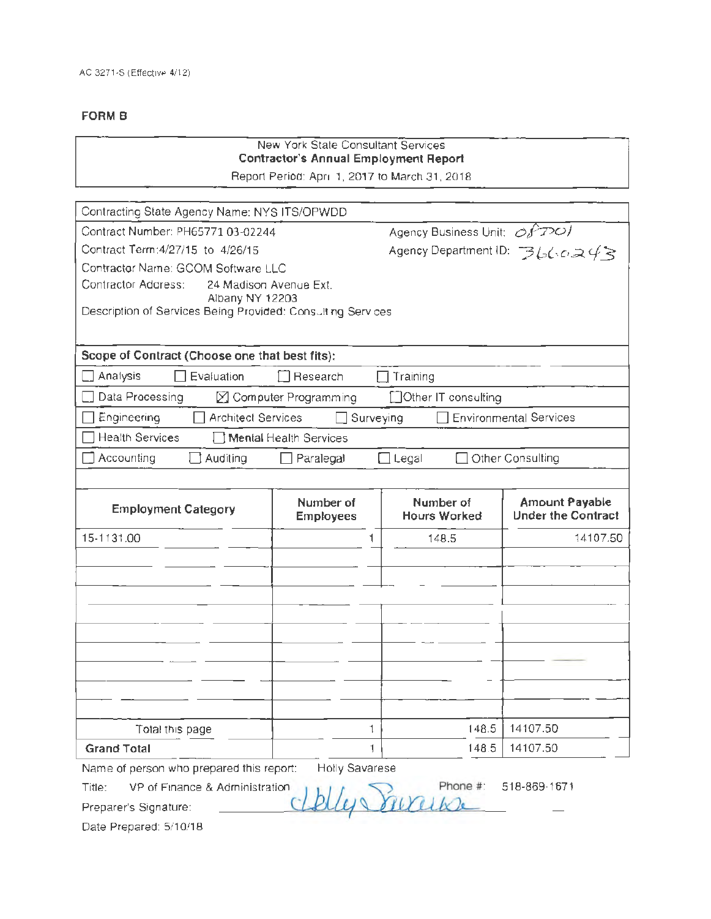AC 3271-S (Effective 4/12)

**FORM B**

New York State Consultant Services
**Contractor's Annual Employment Report**
Report Period: April 1, 2017 to March 31, 2018

Contracting State Agency Name: NYS ITS/OPWDD

Contract Number: PH65771 03-02244 Agency Business Unit: 08701

Contract Term: 4/27/15 to 4/26/15 Agency Department ID: 3660243

Contractor Name: GCOM Software LLC

Contractor Address: 24 Madison Avenue Ext.
Albany NY 12203

Description of Services Being Provided: Consulting Services

**Scope of Contract (Choose one that best fits):**

- [ ] Analysis
- [ ] Evaluation
- [ ] Research
- [ ] Training
- [ ] Data Processing
- [x] Computer Programming
- [ ] Other IT consulting
- [ ] Engineering
- [ ] Architect Services
- [ ] Surveying
- [ ] Environmental Services
- [ ] Health Services
- [ ] Mental Health Services
- [ ] Accounting
- [ ] Auditing
- [ ] Paralegal
- [ ] Legal
- [ ] Other Consulting

| Employment Category | Number of Employees | Number of Hours Worked | Amount Payable Under the Contract |
|---|---|---|---|
| 15-1131.00 | 1 | 148.5 | 14107.50 |
| | | | |
| | | | |
| | | | |
| | | | |
| | | | |
| | | | |
| | | | |
| | | | |
| | | | |
| Total this page | 1 | 148.5 | 14107.50 |
| **Grand Total** | 1 | 148.5 | 14107.50 |

Name of person who prepared this report: Holly Savarese

Title: VP of Finance & Administration Phone #: 518-869-1671

Preparer's Signature: Holly Savarese

Date Prepared: 5/10/18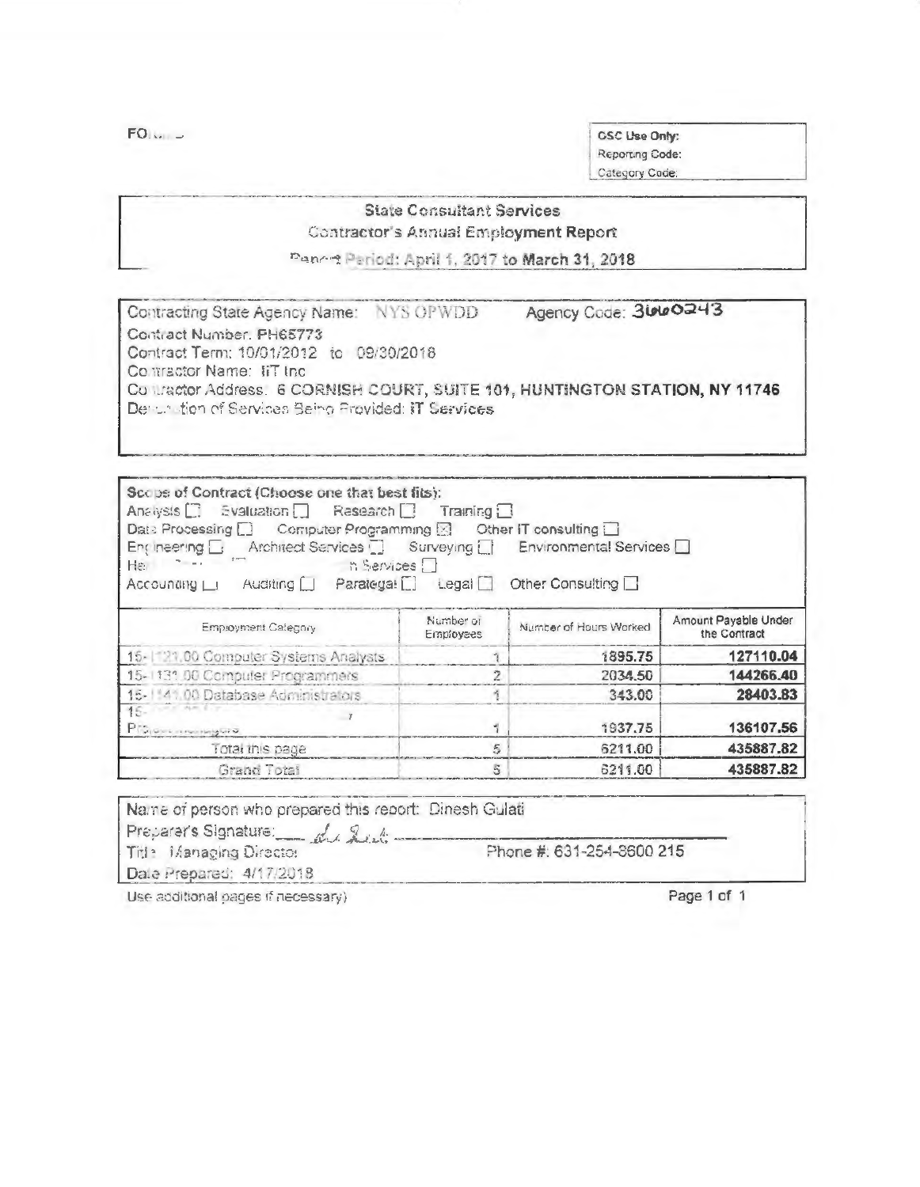FO...

| CSC Use Only: |
| --- |
| Reporting Code: |
| Category Code: |

## State Consultant Services

### Contractor's Annual Employment Report

**Report Period: April 1, 2017 to March 31, 2018**

Contracting State Agency Name: NYS OPWDD  Agency Code: 3660243
Contract Number: PH65773
Contract Term: 10/01/2012 to 09/30/2018
Contractor Name: IIT Inc
Contractor Address: 6 CORNISH COURT, SUITE 101, HUNTINGTON STATION, NY 11746
Description of Services Being Provided: IT Services

**Scope of Contract (Choose one that best fits):**
Analysis ☐ Evaluation ☐ Research ☐ Training ☐
Data Processing ☐ Computer Programming ☒ Other IT consulting ☐
Engineering ☐ Architect Services ☐ Surveying ☐ Environmental Services ☐
He... ...n Services ☐
Accounting ☐ Auditing ☐ Paralegal ☐ Legal ☐ Other Consulting ☐

| Employment Category | Number of Employees | Number of Hours Worked | Amount Payable Under the Contract |
| --- | --- | --- | --- |
| 15-1121.00 Computer Systems Analysts | 1 | 1895.75 | 127110.04 |
| 15-1131.00 Computer Programmers | 2 | 2034.50 | 144266.40 |
| 15-1141.00 Database Administrators | 1 | 343.00 | 28403.83 |
| 15-... Project Managers | 1 | 1937.75 | 136107.56 |
| Total this page | 5 | 6211.00 | 435887.82 |
| Grand Total | 5 | 6211.00 | 435887.82 |

Name of person who prepared this report: Dinesh Gulati
Preparer's Signature: ______________________
Title: Managing Director  Phone #: 631-254-8600 215
Date Prepared: 4/17/2018

Use additional pages if necessary)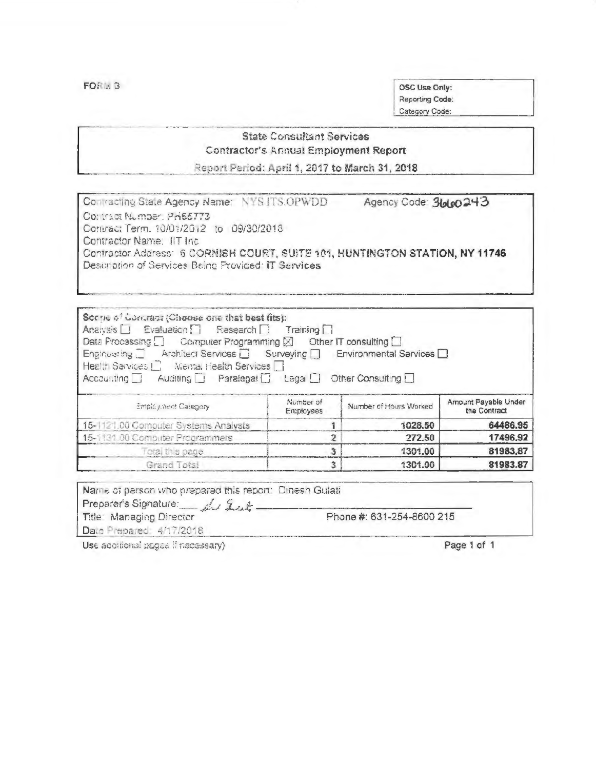FORM 3

OSC Use Only:
Reporting Code:
Category Code:

**State Consultant Services**
**Contractor's Annual Employment Report**
**Report Period: April 1, 2017 to March 31, 2018**

Contracting State Agency Name: NYS ITS.OPWDD    Agency Code: 3660243
Contract Number: PH65773
Contract Term: 10/01/2012 to 09/30/2018
Contractor Name: IIT Inc
Contractor Address: 6 CORNISH COURT, SUITE 101, HUNTINGTON STATION, NY 11746
Description of Services Being Provided: IT Services

Scope of Contract (Choose one that best fits):
Analysis ☐ Evaluation ☐ Research ☐ Training ☐
Data Processing ☐ Computer Programming ☒ Other IT consulting ☐
Engineering ☐ Architect Services ☐ Surveying ☐ Environmental Services ☐
Health Services ☐ Mental Health Services ☐
Accounting ☐ Auditing ☐ Paralegal ☐ Legal ☐ Other Consulting ☐

| Employment Category | Number of Employees | Number of Hours Worked | Amount Payable Under the Contract |
|---|---|---|---|
| 15-1121.00 Computer Systems Analysts | 1 | 1028.50 | 64486.95 |
| 15-1131.00 Computer Programmers | 2 | 272.50 | 17496.92 |
| Total this page | 3 | 1301.00 | 81983.87 |
| Grand Total | 3 | 1301.00 | 81983.87 |

Name of person who prepared this report: Dinesh Gulati
Preparer's Signature: [signature]
Title: Managing Director    Phone #: 631-254-8600 215
Date Prepared: 4/17/2018

Use additional pages if necessary)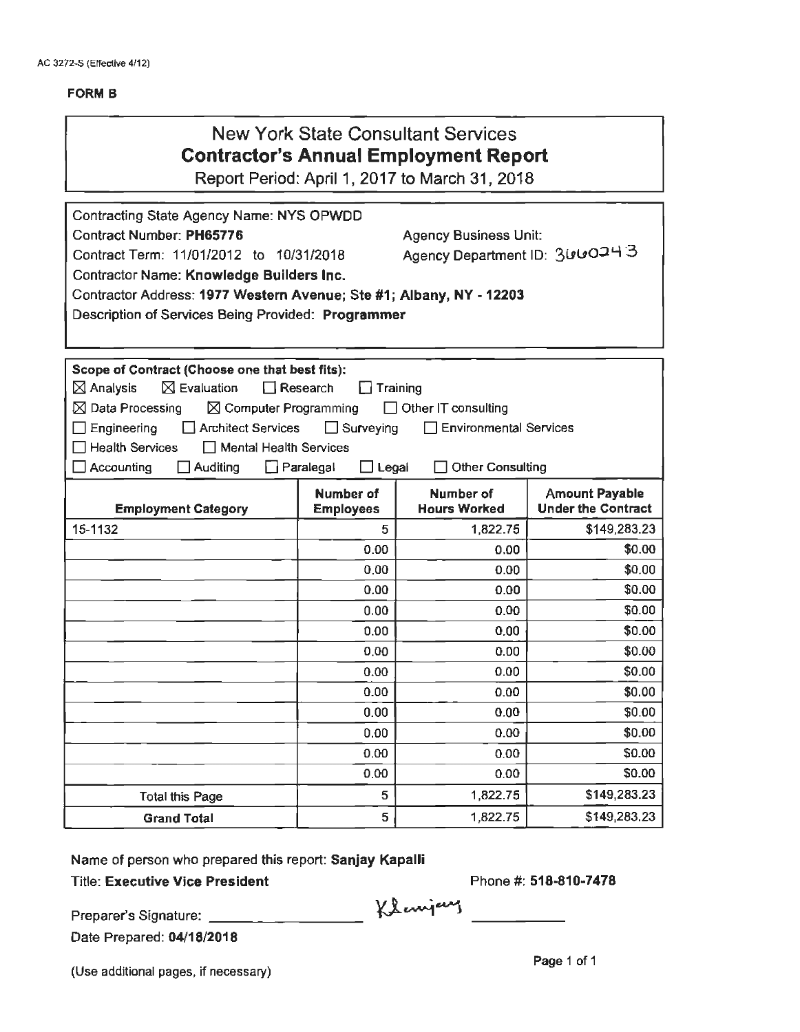AC 3272-S (Effective 4/12)

**FORM B**

# New York State Consultant Services
## Contractor's Annual Employment Report

Report Period: April 1, 2017 to March 31, 2018

Contracting State Agency Name: NYS OPWDD
Contract Number: **PH65776**
Agency Business Unit:
Contract Term: 11/01/2012 to 10/31/2018
Agency Department ID: 3660243
Contractor Name: **Knowledge Builders Inc.**
Contractor Address: **1977 Western Avenue; Ste #1; Albany, NY - 12203**
Description of Services Being Provided: **Programmer**

**Scope of Contract (Choose one that best fits):**

☒ Analysis ☒ Evaluation ☐ Research ☐ Training
☒ Data Processing ☒ Computer Programming ☐ Other IT consulting
☐ Engineering ☐ Architect Services ☐ Surveying ☐ Environmental Services
☐ Health Services ☐ Mental Health Services
☐ Accounting ☐ Auditing ☐ Paralegal ☐ Legal ☐ Other Consulting

| Employment Category | Number of Employees | Number of Hours Worked | Amount Payable Under the Contract |
|---|---|---|---|
| 15-1132 | 5 | 1,822.75 | $149,283.23 |
| | 0.00 | 0.00 | $0.00 |
| | 0.00 | 0.00 | $0.00 |
| | 0.00 | 0.00 | $0.00 |
| | 0.00 | 0.00 | $0.00 |
| | 0.00 | 0.00 | $0.00 |
| | 0.00 | 0.00 | $0.00 |
| | 0.00 | 0.00 | $0.00 |
| | 0.00 | 0.00 | $0.00 |
| | 0.00 | 0.00 | $0.00 |
| | 0.00 | 0.00 | $0.00 |
| | 0.00 | 0.00 | $0.00 |
| | 0.00 | 0.00 | $0.00 |
| Total this Page | 5 | 1,822.75 | $149,283.23 |
| **Grand Total** | 5 | 1,822.75 | $149,283.23 |

Name of person who prepared this report: **Sanjay Kapalli**
Title: **Executive Vice President**
Phone #: **518-810-7478**
Preparer's Signature: Ksanjay
Date Prepared: **04/18/2018**

(Use additional pages, if necessary)

Page 1 of 1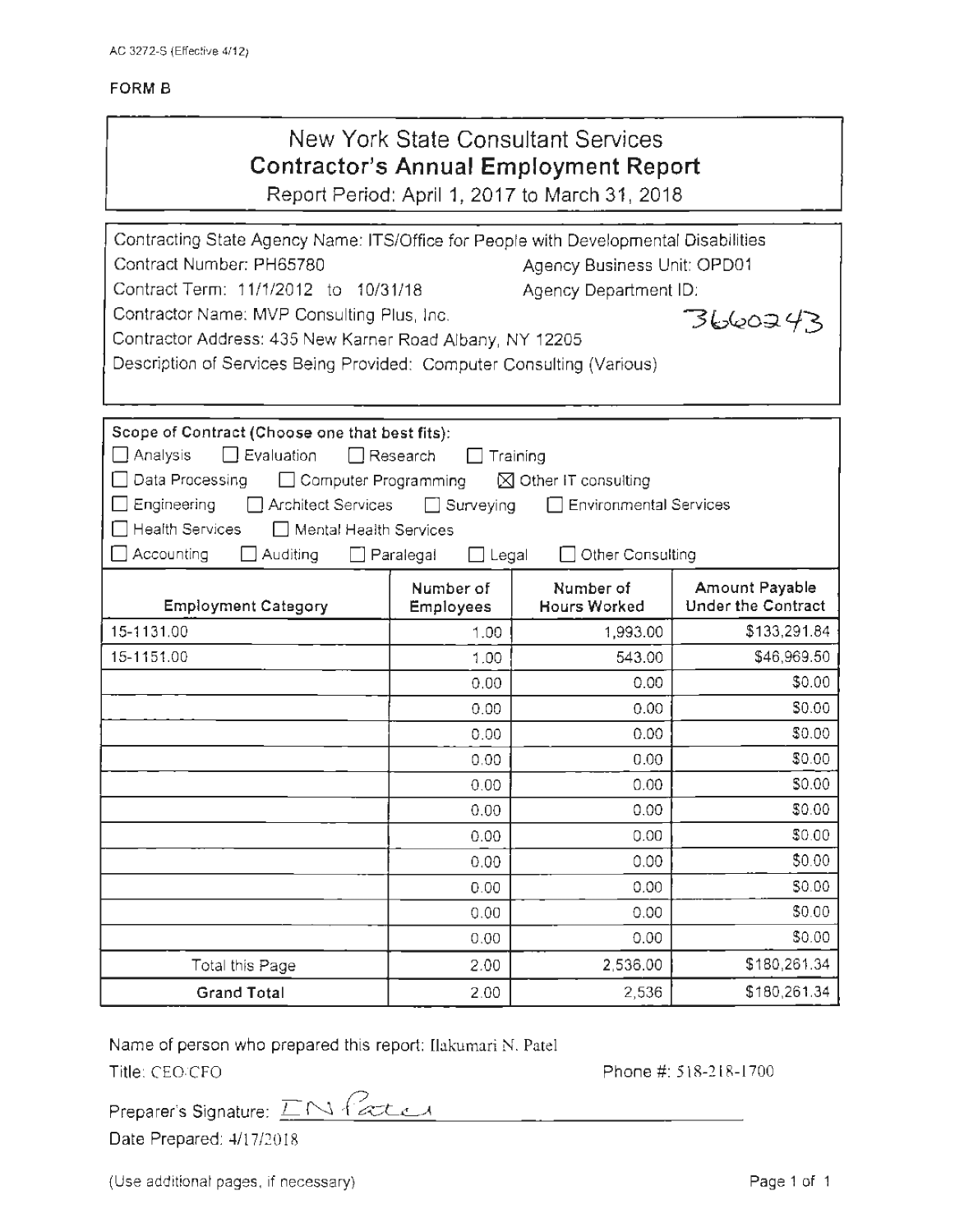AC 3272-S (Effective 4/12)

**FORM B**

# New York State Consultant Services
## Contractor's Annual Employment Report

Report Period: April 1, 2017 to March 31, 2018

Contracting State Agency Name: ITS/Office for People with Developmental Disabilities
Contract Number: PH65780 Agency Business Unit: OPD01
Contract Term: 11/1/2012 to 10/31/18 Agency Department ID:
Contractor Name: MVP Consulting Plus, Inc. 3660243
Contractor Address: 435 New Karner Road Albany, NY 12205
Description of Services Being Provided: Computer Consulting (Various)

**Scope of Contract (Choose one that best fits):**

☐ Analysis ☐ Evaluation ☐ Research ☐ Training
☐ Data Processing ☐ Computer Programming ☒ Other IT consulting
☐ Engineering ☐ Architect Services ☐ Surveying ☐ Environmental Services
☐ Health Services ☐ Mental Health Services
☐ Accounting ☐ Auditing ☐ Paralegal ☐ Legal ☐ Other Consulting

| Employment Category | Number of Employees | Number of Hours Worked | Amount Payable Under the Contract |
|---|---|---|---|
| 15-1131.00 | 1.00 | 1,993.00 | $133,291.84 |
| 15-1151.00 | 1.00 | 543.00 | $46,969.50 |
| | 0.00 | 0.00 | $0.00 |
| | 0.00 | 0.00 | $0.00 |
| | 0.00 | 0.00 | $0.00 |
| | 0.00 | 0.00 | $0.00 |
| | 0.00 | 0.00 | $0.00 |
| | 0.00 | 0.00 | $0.00 |
| | 0.00 | 0.00 | $0.00 |
| | 0.00 | 0.00 | $0.00 |
| | 0.00 | 0.00 | $0.00 |
| | 0.00 | 0.00 | $0.00 |
| | 0.00 | 0.00 | $0.00 |
| Total this Page | 2.00 | 2,536.00 | $180,261.34 |
| **Grand Total** | 2.00 | 2,536 | $180,261.34 |

Name of person who prepared this report: Ilakumari N. Patel
Title: CEO/CFO Phone #: 518-218-1700

Preparer's Signature: IN Patel
Date Prepared: 4/17/2018

(Use additional pages, if necessary)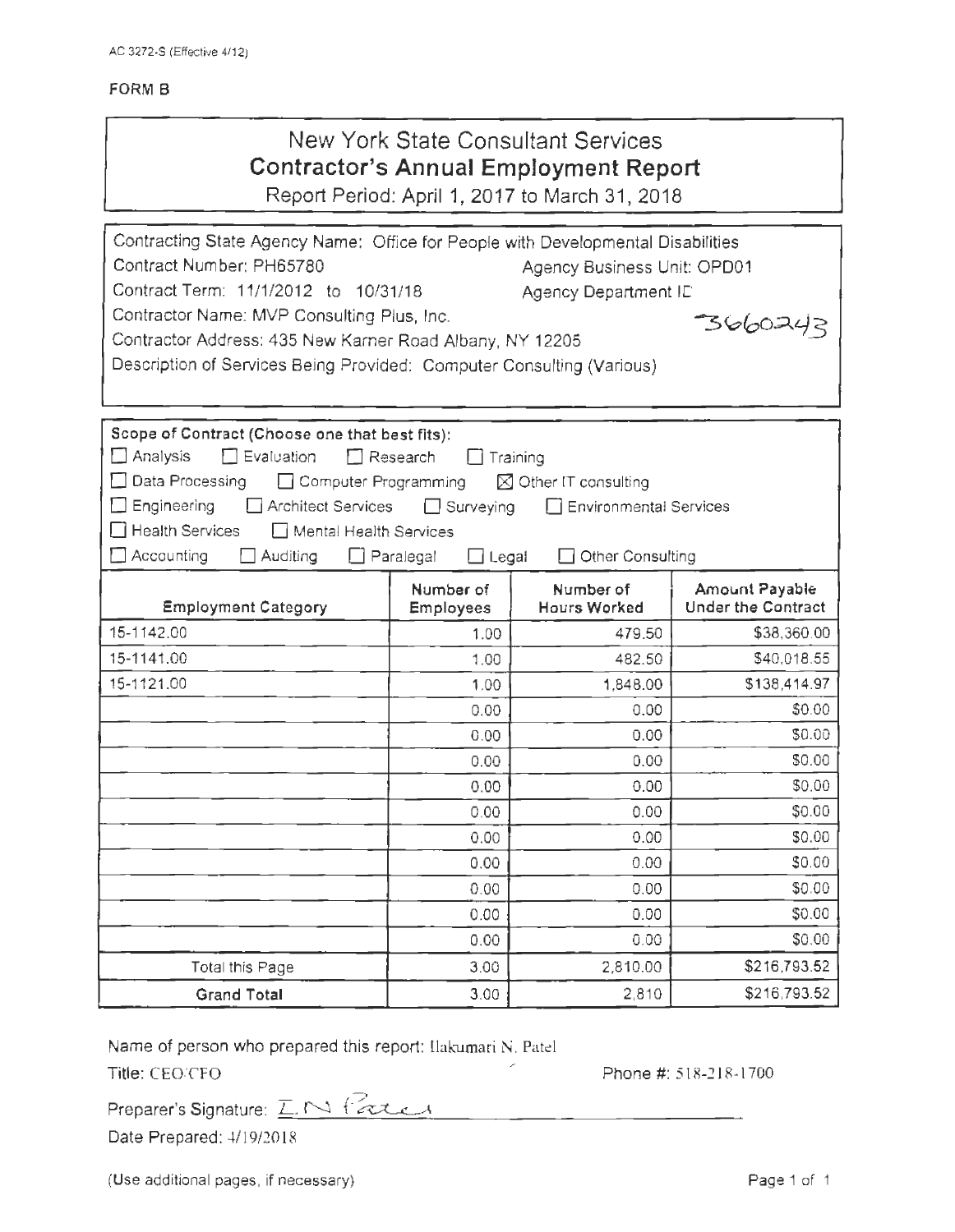AC 3272-S (Effective 4/12)

**FORM B**

# New York State Consultant Services
## Contractor's Annual Employment Report

Report Period: April 1, 2017 to March 31, 2018

Contracting State Agency Name: Office for People with Developmental Disabilities
Contract Number: PH65780 Agency Business Unit: OPD01
Contract Term: 11/1/2012 to 10/31/18 Agency Department ID 3660243
Contractor Name: MVP Consulting Plus, Inc.
Contractor Address: 435 New Karner Road Albany, NY 12205
Description of Services Being Provided: Computer Consulting (Various)

**Scope of Contract (Choose one that best fits):**

☐ Analysis ☐ Evaluation ☐ Research ☐ Training
☐ Data Processing ☐ Computer Programming ☒ Other IT consulting
☐ Engineering ☐ Architect Services ☐ Surveying ☐ Environmental Services
☐ Health Services ☐ Mental Health Services
☐ Accounting ☐ Auditing ☐ Paralegal ☐ Legal ☐ Other Consulting

| Employment Category | Number of Employees | Number of Hours Worked | Amount Payable Under the Contract |
|---|---|---|---|
| 15-1142.00 | 1.00 | 479.50 | $38,360.00 |
| 15-1141.00 | 1.00 | 482.50 | $40,018.55 |
| 15-1121.00 | 1.00 | 1,848.00 | $138,414.97 |
| | 0.00 | 0.00 | $0.00 |
| | 0.00 | 0.00 | $0.00 |
| | 0.00 | 0.00 | $0.00 |
| | 0.00 | 0.00 | $0.00 |
| | 0.00 | 0.00 | $0.00 |
| | 0.00 | 0.00 | $0.00 |
| | 0.00 | 0.00 | $0.00 |
| | 0.00 | 0.00 | $0.00 |
| | 0.00 | 0.00 | $0.00 |
| | 0.00 | 0.00 | $0.00 |
| Total this Page | 3.00 | 2,810.00 | $216,793.52 |
| **Grand Total** | 3.00 | 2,810 | $216,793.52 |

Name of person who prepared this report: Ilakumari N. Patel
Title: CEO/CFO Phone #: 518-218-1700

Preparer's Signature: I.N Patel

Date Prepared: 4/19/2018

(Use additional pages, if necessary)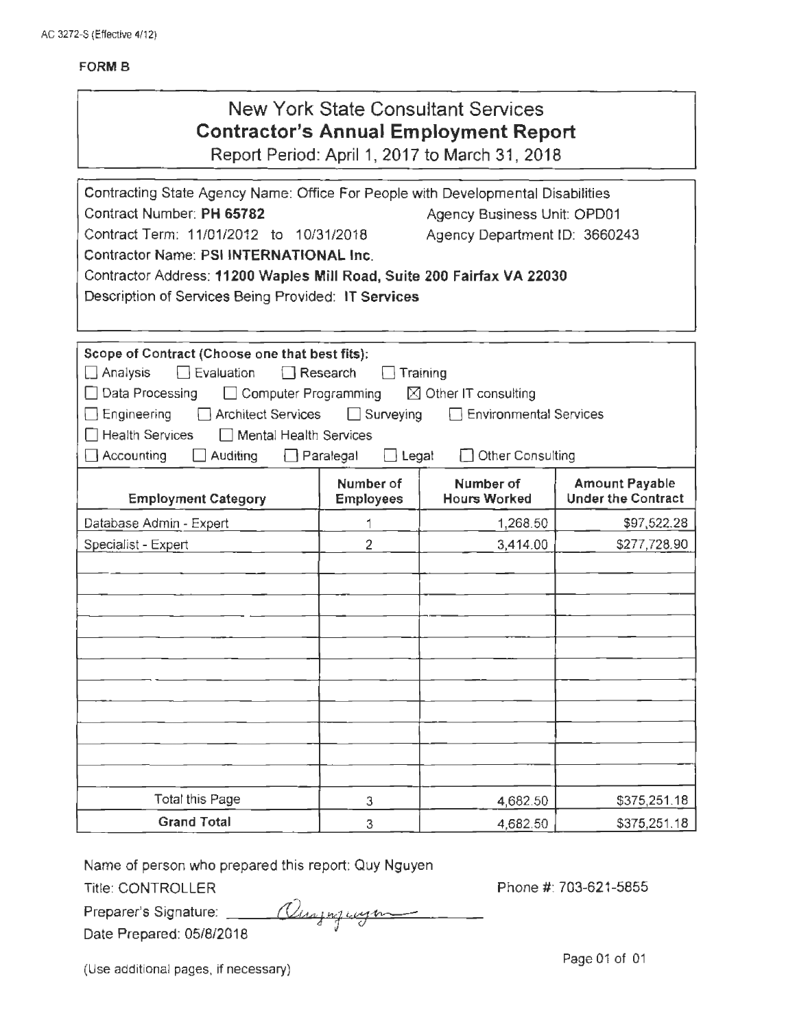AC 3272-S (Effective 4/12)

**FORM B**

# New York State Consultant Services
## Contractor's Annual Employment Report
Report Period: April 1, 2017 to March 31, 2018

Contracting State Agency Name: Office For People with Developmental Disabilities
Contract Number: **PH 65782** Agency Business Unit: OPD01
Contract Term: 11/01/2012 to 10/31/2018 Agency Department ID: 3660243
**Contractor Name: PSI INTERNATIONAL Inc.**
Contractor Address: **11200 Waples Mill Road, Suite 200 Fairfax VA 22030**
Description of Services Being Provided: **IT Services**

**Scope of Contract (Choose one that best fits):**

☐ Analysis ☐ Evaluation ☐ Research ☐ Training
☐ Data Processing ☐ Computer Programming ☒ Other IT consulting
☐ Engineering ☐ Architect Services ☐ Surveying ☐ Environmental Services
☐ Health Services ☐ Mental Health Services
☐ Accounting ☐ Auditing ☐ Paralegal ☐ Legal ☐ Other Consulting

| Employment Category | Number of Employees | Number of Hours Worked | Amount Payable Under the Contract |
|---|---|---|---|
| Database Admin - Expert | 1 | 1,268.50 | $97,522.28 |
| Specialist - Expert | 2 | 3,414.00 | $277,728.90 |
| | | | |
| | | | |
| | | | |
| | | | |
| | | | |
| | | | |
| | | | |
| | | | |
| | | | |
| | | | |
| | | | |
| Total this Page | 3 | 4,682.50 | $375,251.18 |
| **Grand Total** | 3 | 4,682.50 | $375,251.18 |

Name of person who prepared this report: Quy Nguyen
Title: CONTROLLER Phone #: 703-621-5855
Preparer's Signature: Quynguyen
Date Prepared: 05/8/2018

(Use additional pages, if necessary)

Page 01 of 01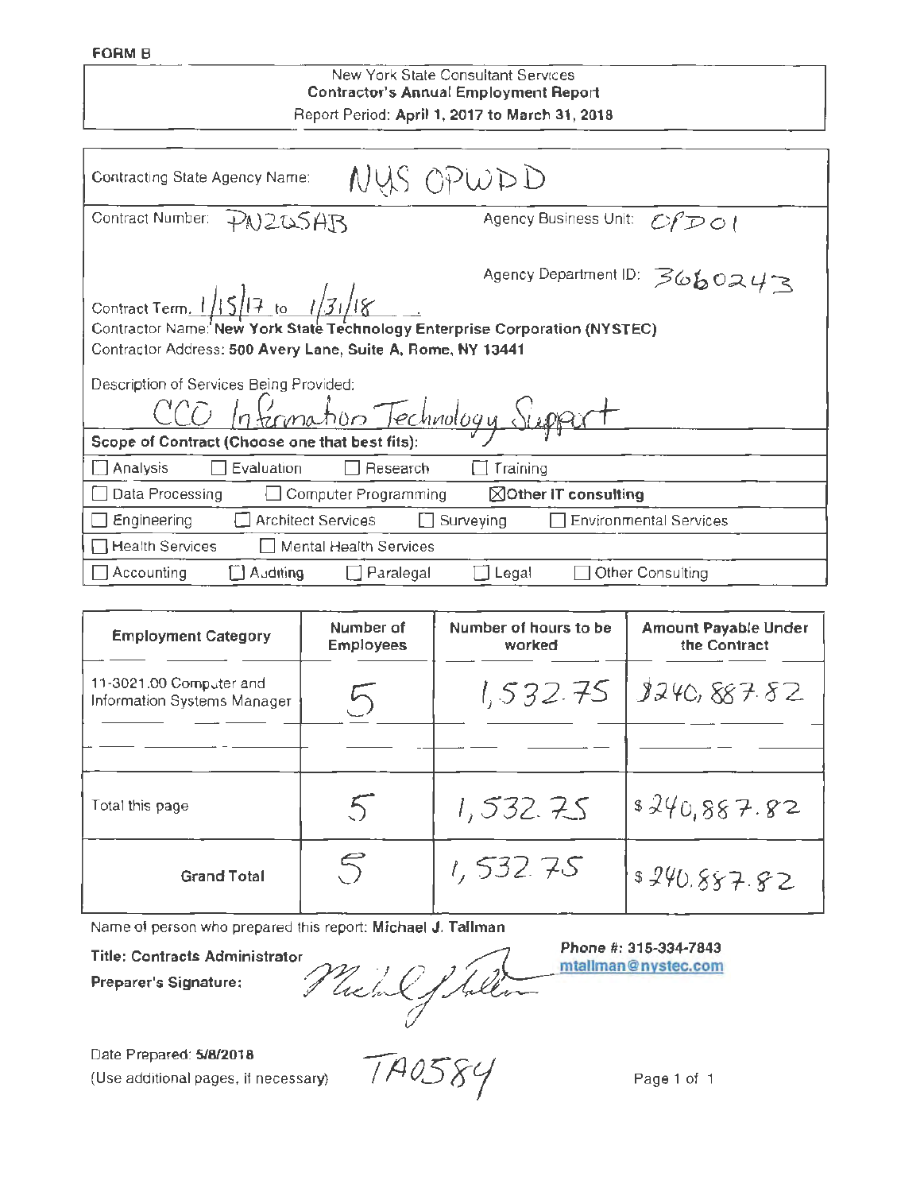**FORM B**

New York State Consultant Services
**Contractor's Annual Employment Report**
Report Period: **April 1, 2017 to March 31, 2018**

Contracting State Agency Name: NYS OPWDD

Contract Number: PN2Q5AB

Agency Business Unit: OPD01

Agency Department ID: 3660243

Contract Term: 1/15/17 to 1/31/18

Contractor Name: **New York State Technology Enterprise Corporation (NYSTEC)**

Contractor Address: **500 Avery Lane, Suite A, Rome, NY 13441**

Description of Services Being Provided:
CCO Information Technology Support

**Scope of Contract (Choose one that best fits):**

- ☐ Analysis ☐ Evaluation ☐ Research ☐ Training
- ☐ Data Processing ☐ Computer Programming ☒ **Other IT consulting**
- ☐ Engineering ☐ Architect Services ☐ Surveying ☐ Environmental Services
- ☐ Health Services ☐ Mental Health Services
- ☐ Accounting ☐ Auditing ☐ Paralegal ☐ Legal ☐ Other Consulting

| Employment Category | Number of Employees | Number of hours to be worked | Amount Payable Under the Contract |
|---|---|---|---|
| 11-3021.00 Computer and Information Systems Manager | 5 | 1,532.75 | $240,887.82 |
| | | | |
| Total this page | 5 | 1,532.75 | $240,887.82 |
| **Grand Total** | 5 | 1,532.75 | $240,887.82 |

Name of person who prepared this report: **Michael J. Tallman**

**Title: Contracts Administrator**

**Preparer's Signature:** *(signature)*

**Phone #: 315-334-7843**
**mtallman@nystec.com**

Date Prepared: **5/8/2018**
(Use additional pages, if necessary)

TA0584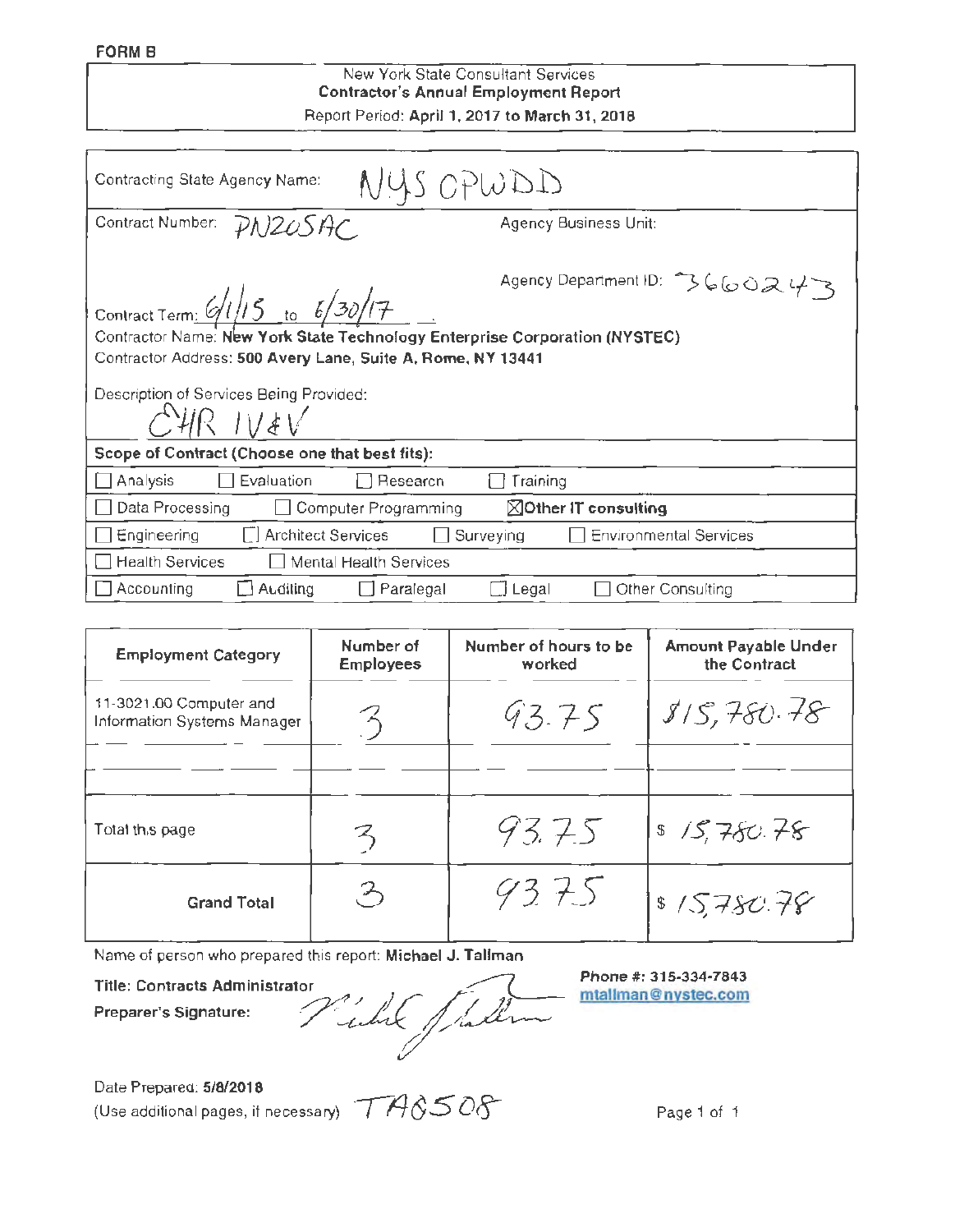**FORM B**

New York State Consultant Services
**Contractor's Annual Employment Report**
Report Period: **April 1, 2017 to March 31, 2018**

Contracting State Agency Name: NYS OPWDD

Contract Number: PN20SAC

Agency Business Unit:

Agency Department ID: 3660243

Contract Term: 6/1/15 to 6/30/17

Contractor Name: **New York State Technology Enterprise Corporation (NYSTEC)**

Contractor Address: **500 Avery Lane, Suite A, Rome, NY 13441**

Description of Services Being Provided:
EHR IV&V

**Scope of Contract (Choose one that best fits):**

- ☐ Analysis ☐ Evaluation ☐ Research ☐ Training
- ☐ Data Processing ☐ Computer Programming ☒ **Other IT consulting**
- ☐ Engineering ☐ Architect Services ☐ Surveying ☐ Environmental Services
- ☐ Health Services ☐ Mental Health Services
- ☐ Accounting ☐ Auditing ☐ Paralegal ☐ Legal ☐ Other Consulting

| Employment Category | Number of Employees | Number of hours to be worked | Amount Payable Under the Contract |
|---|---|---|---|
| 11-3021.00 Computer and Information Systems Manager | 3 | 93.75 | $15,780.78 |
| | | | |
| Total this page | 3 | 93.75 | $ 15,780.78 |
| **Grand Total** | 3 | 93.75 | $ 15,780.78 |

Name of person who prepared this report: **Michael J. Tallman**

**Title: Contracts Administrator**

**Preparer's Signature:** [signature]

**Phone #: 315-334-7843**
mtallman@nystec.com

Date Prepared: **5/8/2018**

(Use additional pages, if necessary) TA8508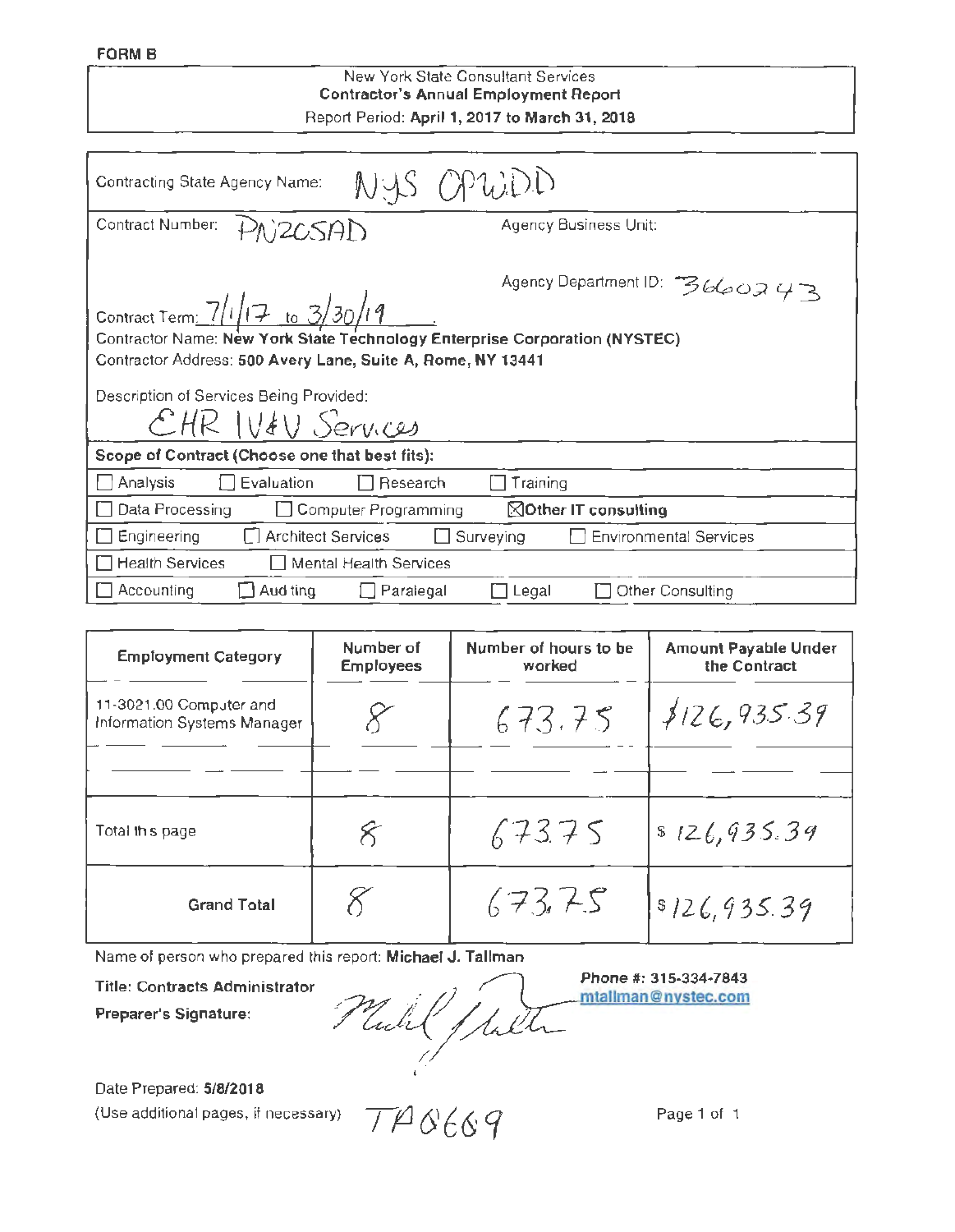**FORM B**

New York State Consultant Services
**Contractor's Annual Employment Report**
Report Period: **April 1, 2017 to March 31, 2018**

Contracting State Agency Name: NYS OPWDD

Contract Number: PN205AD

Agency Business Unit:

Agency Department ID: 3660243

Contract Term: 7/1/17 to 3/30/19

Contractor Name: **New York State Technology Enterprise Corporation (NYSTEC)**

Contractor Address: **500 Avery Lane, Suite A, Rome, NY 13441**

Description of Services Being Provided:
EHR IV&V Services

**Scope of Contract (Choose one that best fits):**

☐ Analysis ☐ Evaluation ☐ Research ☐ Training
☐ Data Processing ☐ Computer Programming ☒ **Other IT consulting**
☐ Engineering ☐ Architect Services ☐ Surveying ☐ Environmental Services
☐ Health Services ☐ Mental Health Services
☐ Accounting ☐ Auditing ☐ Paralegal ☐ Legal ☐ Other Consulting

| Employment Category | Number of Employees | Number of hours to be worked | Amount Payable Under the Contract |
|---|---|---|---|
| 11-3021.00 Computer and Information Systems Manager | 8 | 673.75 | $126,935.39 |
| | | | |
| Total this page | 8 | 673.75 | $ 126,935.39 |
| **Grand Total** | 8 | 673.75 | $ 126,935.39 |

Name of person who prepared this report: **Michael J. Tallman**

**Title: Contracts Administrator**

**Preparer's Signature:** [signature]

**Phone #: 315-334-7843**
mtallman@nystec.com

Date Prepared: **5/8/2018**

(Use additional pages, if necessary)

TA0669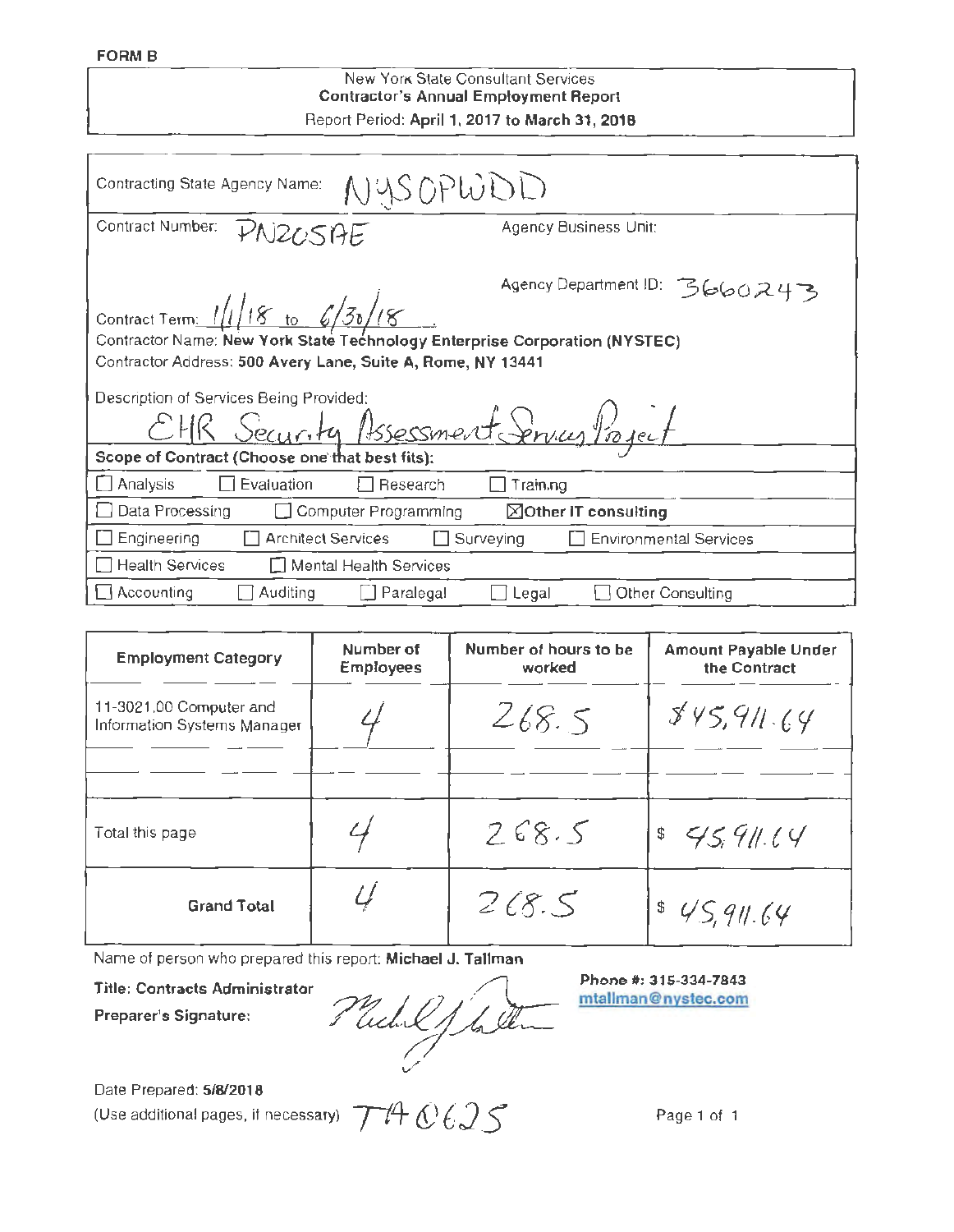**FORM B**

New York State Consultant Services
**Contractor's Annual Employment Report**
Report Period: **April 1, 2017 to March 31, 2018**

Contracting State Agency Name: NYSOPWDD

Contract Number: PN205AE

Agency Business Unit:

Agency Department ID: 3660243

Contract Term: 1/1/18 to 6/30/18

Contractor Name: **New York State Technology Enterprise Corporation (NYSTEC)**

Contractor Address: **500 Avery Lane, Suite A, Rome, NY 13441**

Description of Services Being Provided:
EHR Security Assessment Services Project

**Scope of Contract (Choose one that best fits):**

☐ Analysis ☐ Evaluation ☐ Research ☐ Training

☐ Data Processing ☐ Computer Programming ☒ **Other IT consulting**

☐ Engineering ☐ Architect Services ☐ Surveying ☐ Environmental Services

☐ Health Services ☐ Mental Health Services

☐ Accounting ☐ Auditing ☐ Paralegal ☐ Legal ☐ Other Consulting

| Employment Category | Number of Employees | Number of hours to be worked | Amount Payable Under the Contract |
|---|---|---|---|
| 11-3021.00 Computer and Information Systems Manager | 4 | 268.5 | $45,911.64 |
| | | | |
| Total this page | 4 | 268.5 | $ 45,911.64 |
| **Grand Total** | 4 | 268.5 | $ 45,911.64 |

Name of person who prepared this report: **Michael J. Tallman**

**Title: Contracts Administrator**

**Preparer's Signature:** [signature]

**Phone #: 315-334-7843**
mtallman@nystec.com

Date Prepared: **5/8/2018**

(Use additional pages, if necessary) TA0625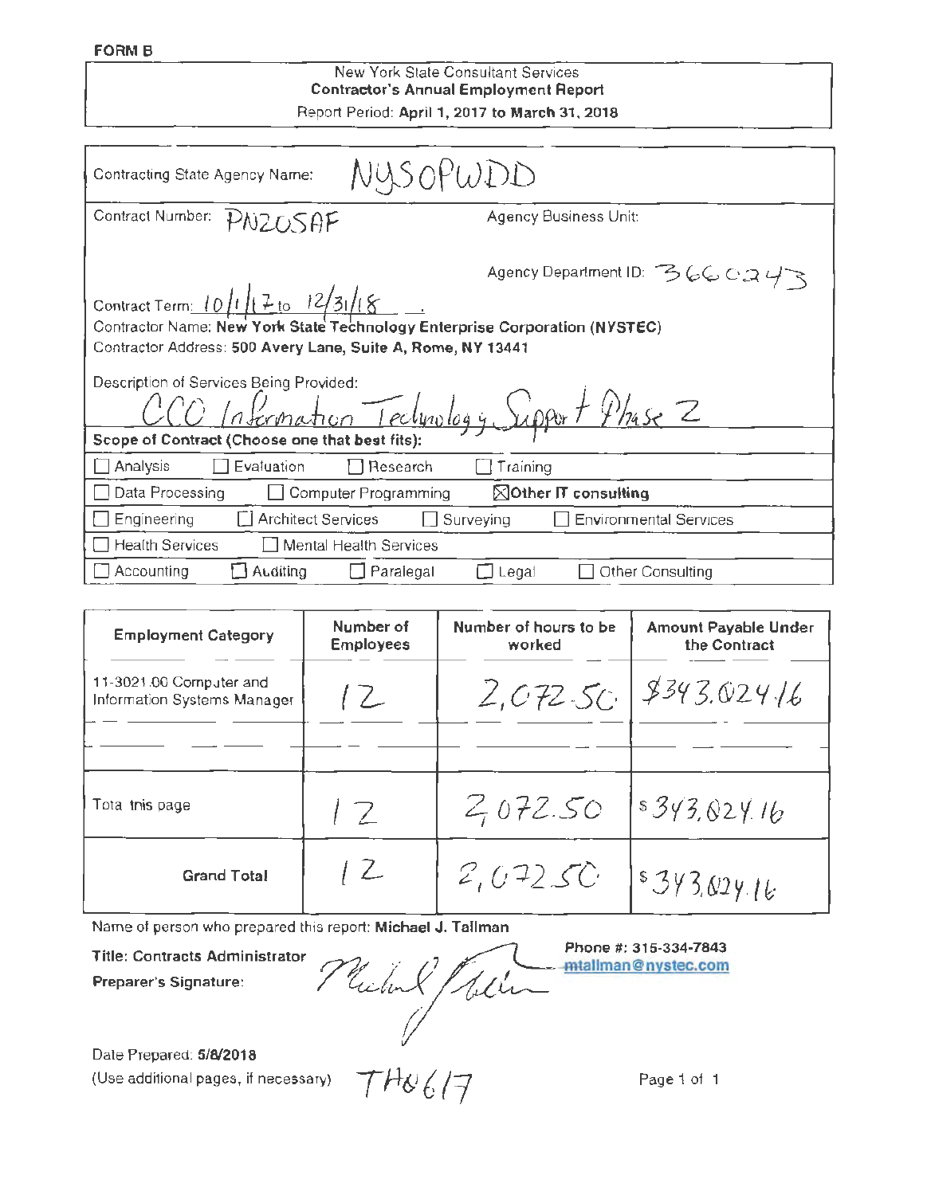**FORM B**

New York State Consultant Services
**Contractor's Annual Employment Report**
Report Period: **April 1, 2017 to March 31, 2018**

Contracting State Agency Name: NYSOPWDD

Contract Number: PN20SAF

Agency Business Unit:

Agency Department ID: 3660243

Contract Term: 10/1/17 to 12/31/18

Contractor Name: **New York State Technology Enterprise Corporation (NYSTEC)**

Contractor Address: **500 Avery Lane, Suite A, Rome, NY 13441**

Description of Services Being Provided:
CCO Information Technology Support Phase 2

**Scope of Contract (Choose one that best fits):**

- ☐ Analysis ☐ Evaluation ☐ Research ☐ Training
- ☐ Data Processing ☐ Computer Programming ☒ **Other IT consulting**
- ☐ Engineering ☐ Architect Services ☐ Surveying ☐ Environmental Services
- ☐ Health Services ☐ Mental Health Services
- ☐ Accounting ☐ Auditing ☐ Paralegal ☐ Legal ☐ Other Consulting

| Employment Category | Number of Employees | Number of hours to be worked | Amount Payable Under the Contract |
|---|---|---|---|
| 11-3021.00 Computer and Information Systems Manager | 12 | 2,072.50 | $343,024.16 |
| | | | |
| Total this page | 12 | 2,072.50 | $343,024.16 |
| **Grand Total** | 12 | 2,072.50 | $343,024.16 |

Name of person who prepared this report: **Michael J. Tallman**

**Title: Contracts Administrator**

**Preparer's Signature:** Michael Tallman

**Phone #: 315-334-7843**
mtallman@nystec.com

Date Prepared: **5/8/2018**

(Use additional pages, if necessary) TH 6/7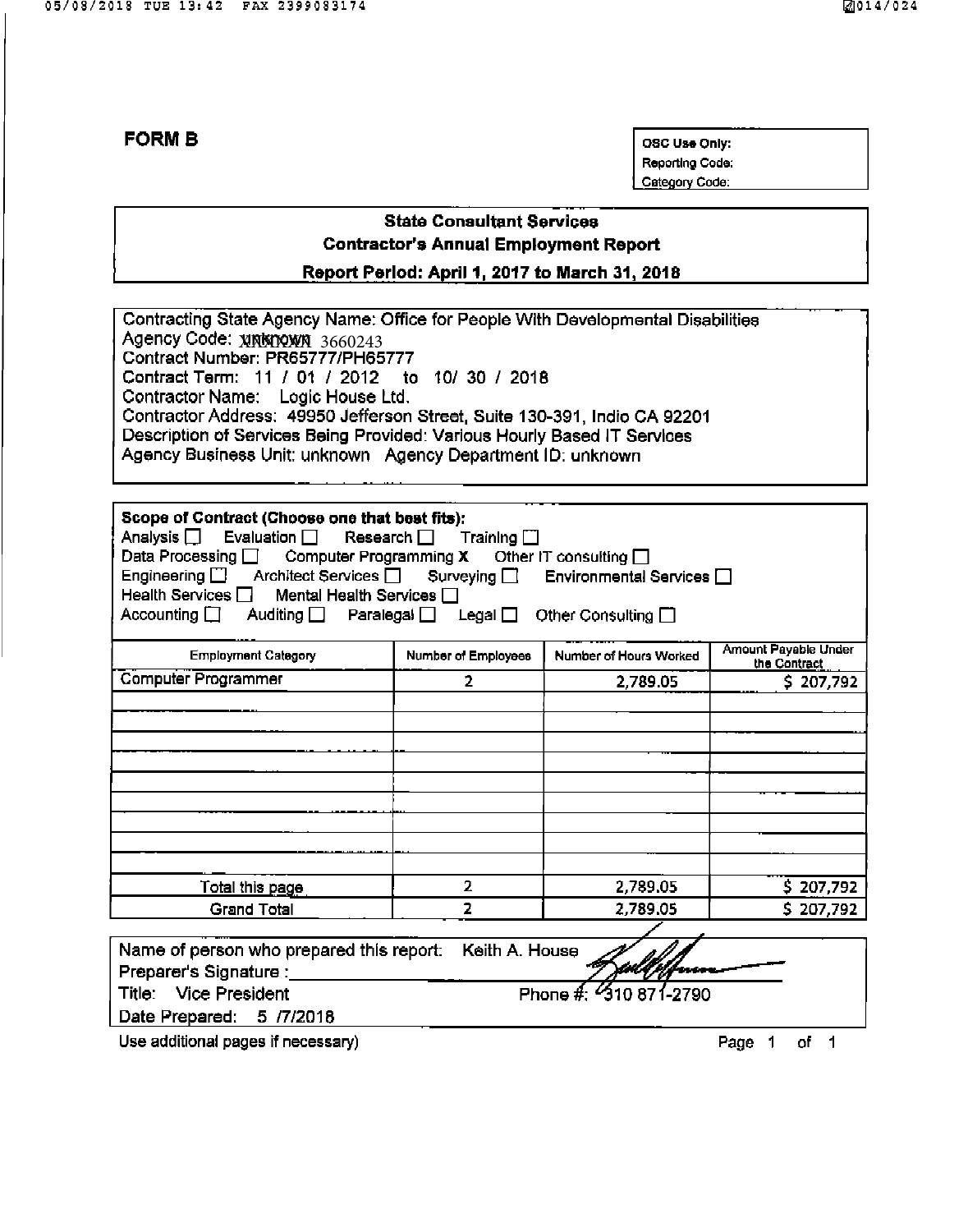**FORM B**

| OSC Use Only: |
| --- |
| Reporting Code: |
| Category Code: |

**State Consultant Services**
**Contractor's Annual Employment Report**
**Report Period: April 1, 2017 to March 31, 2018**

Contracting State Agency Name: Office for People With Developmental Disabilities
Agency Code: ~~unknown~~ 3660243
Contract Number: PR65777/PH65777
Contract Term: 11 / 01 / 2012 to 10/ 30 / 2018
Contractor Name: Logic House Ltd.
Contractor Address: 49950 Jefferson Street, Suite 130-391, Indio CA 92201
Description of Services Being Provided: Various Hourly Based IT Services
Agency Business Unit: unknown Agency Department ID: unknown

**Scope of Contract (Choose one that best fits):**
Analysis ☐ Evaluation ☐ Research ☐ Training ☐
Data Processing ☐ Computer Programming X Other IT consulting ☐
Engineering ☐ Architect Services ☐ Surveying ☐ Environmental Services ☐
Health Services ☐ Mental Health Services ☐
Accounting ☐ Auditing ☐ Paralegal ☐ Legal ☐ Other Consulting ☐

| Employment Category | Number of Employees | Number of Hours Worked | Amount Payable Under the Contract |
| --- | --- | --- | --- |
| Computer Programmer | 2 | 2,789.05 | $ 207,792 |
| | | | |
| | | | |
| | | | |
| | | | |
| | | | |
| | | | |
| | | | |
| | | | |
| | | | |
| Total this page | 2 | 2,789.05 | $ 207,792 |
| Grand Total | 2 | 2,789.05 | $ 207,792 |

Name of person who prepared this report: Keith A. House
Preparer's Signature: [signature]
Title: Vice President Phone #: 310 871-2790
Date Prepared: 5 /7/2018

Use additional pages if necessary)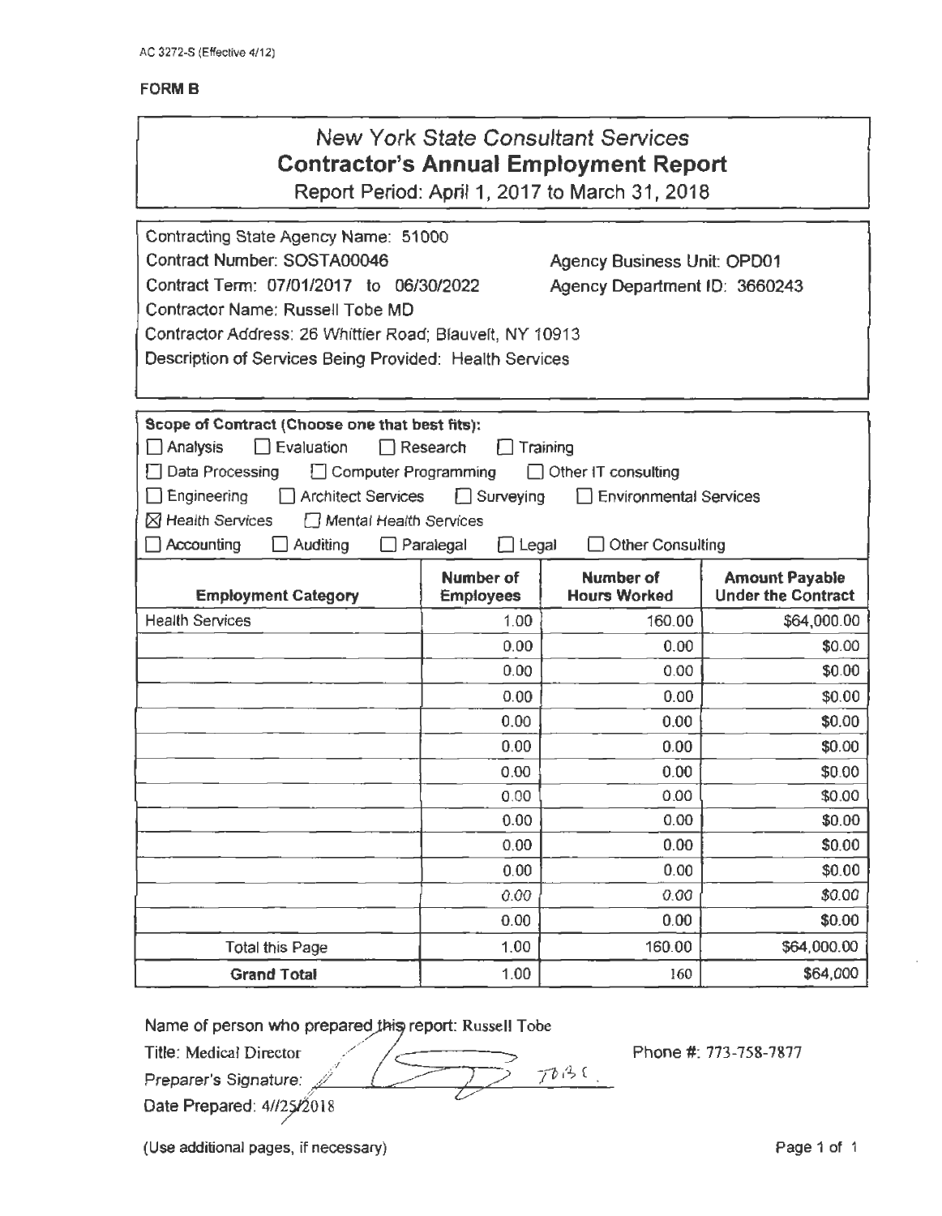AC 3272-S (Effective 4/12)

**FORM B**

# *New York State Consultant Services*
## Contractor's Annual Employment Report

Report Period: April 1, 2017 to March 31, 2018

Contracting State Agency Name: 51000

Contract Number: SOSTA00046 Agency Business Unit: OPD01

Contract Term: 07/01/2017 to 06/30/2022 Agency Department ID: 3660243

Contractor Name: Russell Tobe MD

Contractor Address: 26 Whittier Road; Blauvelt, NY 10913

Description of Services Being Provided: Health Services

**Scope of Contract (Choose one that best fits):**

☐ Analysis ☐ Evaluation ☐ Research ☐ Training

☐ Data Processing ☐ Computer Programming ☐ Other IT consulting

☐ Engineering ☐ Architect Services ☐ Surveying ☐ Environmental Services

☒ Health Services ☐ Mental Health Services

☐ Accounting ☐ Auditing ☐ Paralegal ☐ Legal ☐ Other Consulting

| Employment Category | Number of Employees | Number of Hours Worked | Amount Payable Under the Contract |
|---|---|---|---|
| Health Services | 1.00 | 160.00 | $64,000.00 |
| | 0.00 | 0.00 | $0.00 |
| | 0.00 | 0.00 | $0.00 |
| | 0.00 | 0.00 | $0.00 |
| | 0.00 | 0.00 | $0.00 |
| | 0.00 | 0.00 | $0.00 |
| | 0.00 | 0.00 | $0.00 |
| | 0.00 | 0.00 | $0.00 |
| | 0.00 | 0.00 | $0.00 |
| | 0.00 | 0.00 | $0.00 |
| | 0.00 | 0.00 | $0.00 |
| | 0.00 | 0.00 | $0.00 |
| | 0.00 | 0.00 | $0.00 |
| Total this Page | 1.00 | 160.00 | $64,000.00 |
| **Grand Total** | 1.00 | 160 | $64,000 |

Name of person who prepared this report: Russell Tobe

Title: Medical Director Phone #: 773-758-7877

Preparer's Signature: TOBE

Date Prepared: 4//25/2018

(Use additional pages, if necessary)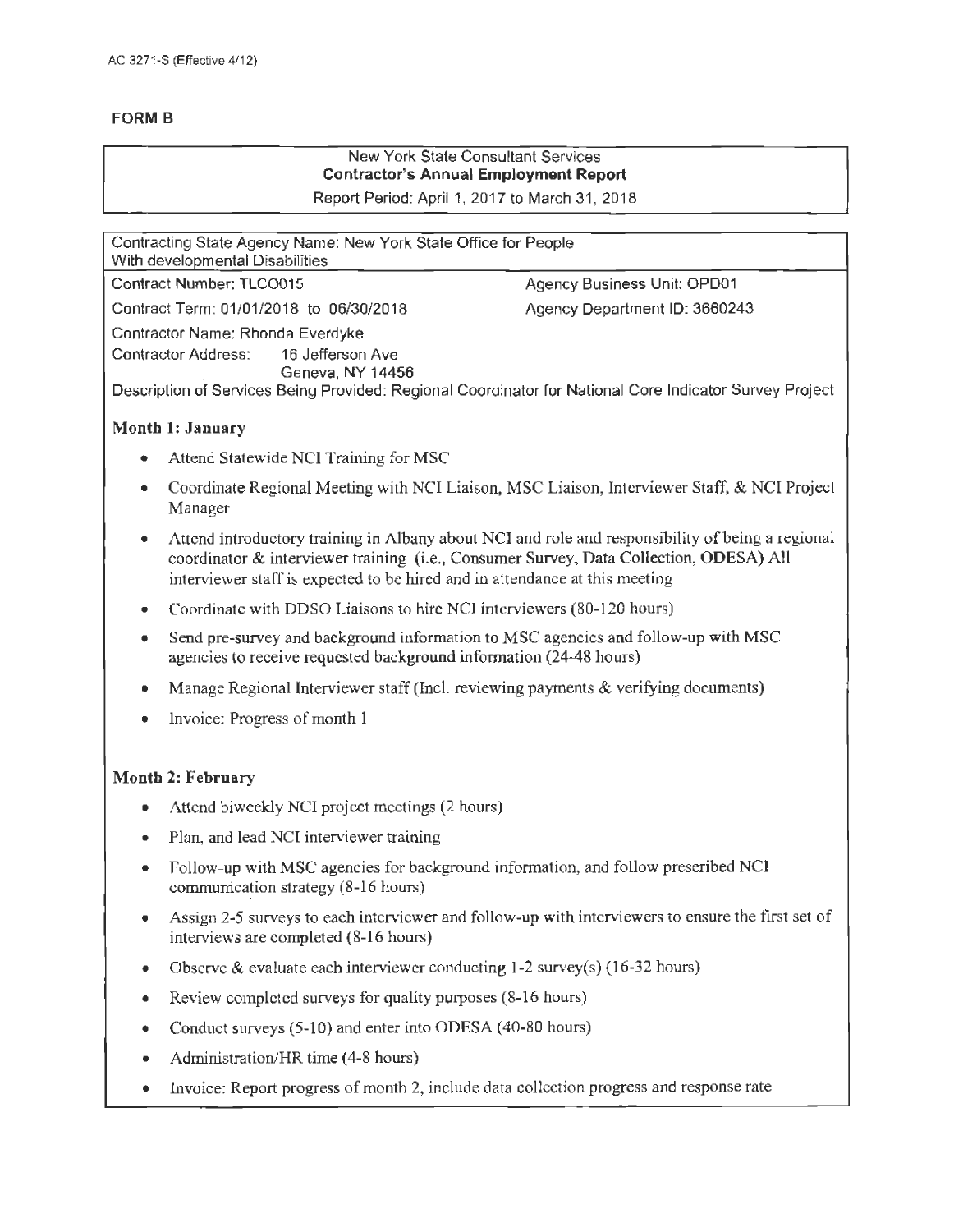AC 3271-S (Effective 4/12)

**FORM B**

New York State Consultant Services
**Contractor's Annual Employment Report**
Report Period: April 1, 2017 to March 31, 2018

Contracting State Agency Name: New York State Office for People With developmental Disabilities

Contract Number: TLCO015 — Agency Business Unit: OPD01

Contract Term: 01/01/2018 to 06/30/2018 — Agency Department ID: 3660243

Contractor Name: Rhonda Everdyke

Contractor Address: 16 Jefferson Ave
Geneva, NY 14456

Description of Services Being Provided: Regional Coordinator for National Core Indicator Survey Project

**Month 1: January**

- Attend Statewide NCI Training for MSC
- Coordinate Regional Meeting with NCI Liaison, MSC Liaison, Interviewer Staff, & NCI Project Manager
- Attend introductory training in Albany about NCI and role and responsibility of being a regional coordinator & interviewer training (i.e., Consumer Survey, Data Collection, ODESA) All interviewer staff is expected to be hired and in attendance at this meeting
- Coordinate with DDSO Liaisons to hire NCI interviewers (80-120 hours)
- Send pre-survey and background information to MSC agencies and follow-up with MSC agencies to receive requested background information (24-48 hours)
- Manage Regional Interviewer staff (Incl. reviewing payments & verifying documents)
- Invoice: Progress of month 1

**Month 2: February**

- Attend biweekly NCI project meetings (2 hours)
- Plan, and lead NCI interviewer training
- Follow-up with MSC agencies for background information, and follow prescribed NCI communication strategy (8-16 hours)
- Assign 2-5 surveys to each interviewer and follow-up with interviewers to ensure the first set of interviews are completed (8-16 hours)
- Observe & evaluate each interviewer conducting 1-2 survey(s) (16-32 hours)
- Review completed surveys for quality purposes (8-16 hours)
- Conduct surveys (5-10) and enter into ODESA (40-80 hours)
- Administration/HR time (4-8 hours)
- Invoice: Report progress of month 2, include data collection progress and response rate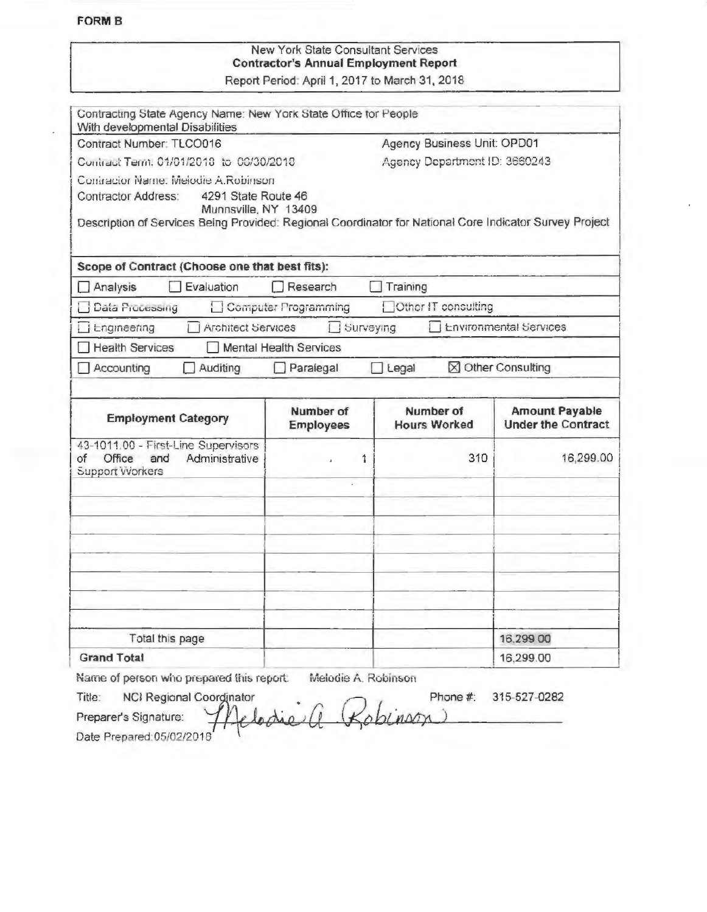**FORM B**

New York State Consultant Services
**Contractor's Annual Employment Report**
Report Period: April 1, 2017 to March 31, 2018

Contracting State Agency Name: New York State Office for People With developmental Disabilities

Contract Number: TLCO016 | Agency Business Unit: OPD01

Contract Term: 01/01/2018 to 06/30/2018 | Agency Department ID: 3660243

Contractor Name: Melodie A.Robinson

Contractor Address: 4291 State Route 46
Munnsville, NY 13409

Description of Services Being Provided: Regional Coordinator for National Core Indicator Survey Project

**Scope of Contract (Choose one that best fits):**

☐ Analysis ☐ Evaluation ☐ Research ☐ Training

☐ Data Processing ☐ Computer Programming ☐ Other IT consulting

☐ Engineering ☐ Architect Services ☐ Surveying ☐ Environmental Services

☐ Health Services ☐ Mental Health Services

☐ Accounting ☐ Auditing ☐ Paralegal ☐ Legal ☒ Other Consulting

| Employment Category | Number of Employees | Number of Hours Worked | Amount Payable Under the Contract |
|---|---|---|---|
| 43-1011.00 - First-Line Supervisors of Office and Administrative Support Workers | 1 | 310 | 16,299.00 |
| | | | |
| | | | |
| | | | |
| | | | |
| | | | |
| | | | |
| | | | |
| | | | |
| Total this page | | | 16,299.00 |
| **Grand Total** | | | 16,299.00 |

Name of person who prepared this report: Melodie A. Robinson

Title: NCI Regional Coordinator Phone #: 315-527-0282

Preparer's Signature: Melodie A Robinson

Date Prepared: 05/02/2018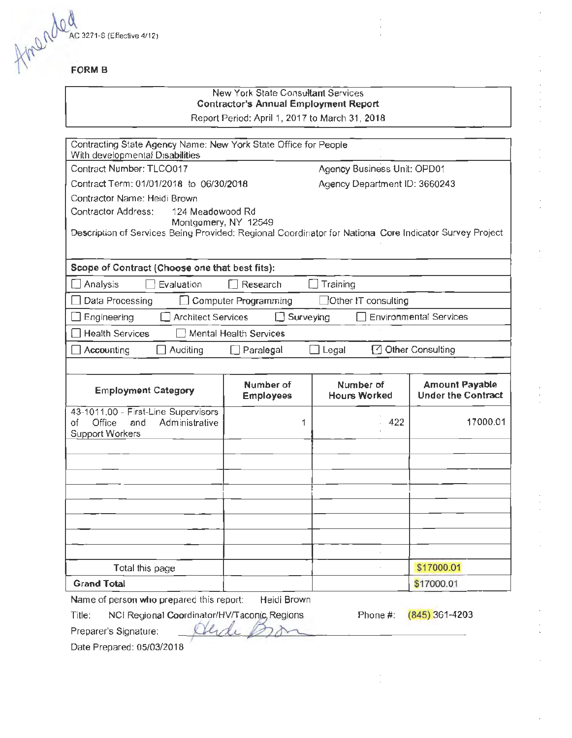Amended

AC 3271-S (Effective 4/12)

**FORM B**

New York State Consultant Services
**Contractor's Annual Employment Report**
Report Period: April 1, 2017 to March 31, 2018

Contracting State Agency Name: New York State Office for People With developmental Disabilities

Contract Number: TLCO017 — Agency Business Unit: OPD01

Contract Term: 01/01/2018 to 06/30/2018 — Agency Department ID: 3660243

Contractor Name: Heidi Brown

Contractor Address: 124 Meadowood Rd
Montgomery, NY 12549

Description of Services Being Provided: Regional Coordinator for Nationa Core Indicator Survey Project

**Scope of Contract (Choose one that best fits):**

☐ Analysis ☐ Evaluation ☐ Research ☐ Training
☐ Data Processing ☐ Computer Programming ☐ Other IT consulting
☐ Engineering ☐ Architect Services ☐ Surveying ☐ Environmental Services
☐ Health Services ☐ Mental Health Services
☐ Accounting ☐ Auditing ☐ Paralegal ☐ Legal ☑ Other Consulting

| Employment Category | Number of Employees | Number of Hours Worked | Amount Payable Under the Contract |
|---|---|---|---|
| 43-1011.00 - First-Line Supervisors of Office and Administrative Support Workers | 1 | 422 | 17000.01 |
| | | | |
| | | | |
| | | | |
| | | | |
| | | | |
| | | | |
| | | | |
| | | | |
| Total this page | | | $17000.01 |
| **Grand Total** | | | $17000.01 |

Name of person who prepared this report: Heidi Brown

Title: NCI Regional Coordinator/HV/Taconic Regions — Phone #: (845) 361-4203

Preparer's Signature: *Heidi Brown*

Date Prepared: 05/03/2018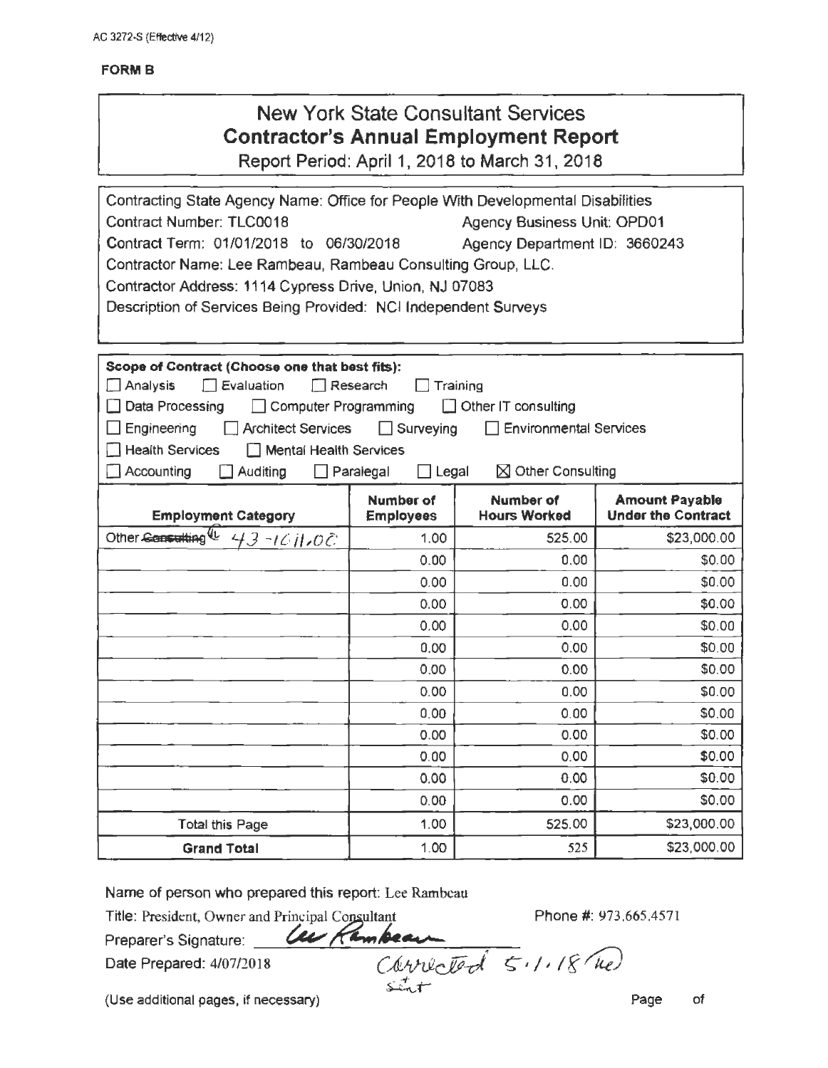AC 3272-S (Effective 4/12)

**FORM B**

## New York State Consultant Services
## Contractor's Annual Employment Report

Report Period: April 1, 2018 to March 31, 2018

Contracting State Agency Name: Office for People With Developmental Disabilities
Contract Number: TLC0018 Agency Business Unit: OPD01
Contract Term: 01/01/2018 to 06/30/2018 Agency Department ID: 3660243
Contractor Name: Lee Rambeau, Rambeau Consulting Group, LLC.
Contractor Address: 1114 Cypress Drive, Union, NJ 07083
Description of Services Being Provided: NCI Independent Surveys

**Scope of Contract (Choose one that best fits):**

☐ Analysis ☐ Evaluation ☐ Research ☐ Training
☐ Data Processing ☐ Computer Programming ☐ Other IT consulting
☐ Engineering ☐ Architect Services ☐ Surveying ☐ Environmental Services
☐ Health Services ☐ Mental Health Services
☐ Accounting ☐ Auditing ☐ Paralegal ☐ Legal ☒ Other Consulting

| Employment Category | Number of Employees | Number of Hours Worked | Amount Payable Under the Contract |
|---|---|---|---|
| Other ~~Consulting~~ 43-1011.00 | 1.00 | 525.00 | $23,000.00 |
| | 0.00 | 0.00 | $0.00 |
| | 0.00 | 0.00 | $0.00 |
| | 0.00 | 0.00 | $0.00 |
| | 0.00 | 0.00 | $0.00 |
| | 0.00 | 0.00 | $0.00 |
| | 0.00 | 0.00 | $0.00 |
| | 0.00 | 0.00 | $0.00 |
| | 0.00 | 0.00 | $0.00 |
| | 0.00 | 0.00 | $0.00 |
| | 0.00 | 0.00 | $0.00 |
| | 0.00 | 0.00 | $0.00 |
| | 0.00 | 0.00 | $0.00 |
| Total this Page | 1.00 | 525.00 | $23,000.00 |
| **Grand Total** | 1.00 | 525 | $23,000.00 |

Name of person who prepared this report: Lee Rambeau

Title: President, Owner and Principal Consultant Phone #: 973.665.4571

Preparer's Signature: Lee Rambeau

Date Prepared: 4/07/2018 Corrected 5.1.18 (he) sent

(Use additional pages, if necessary) Page of